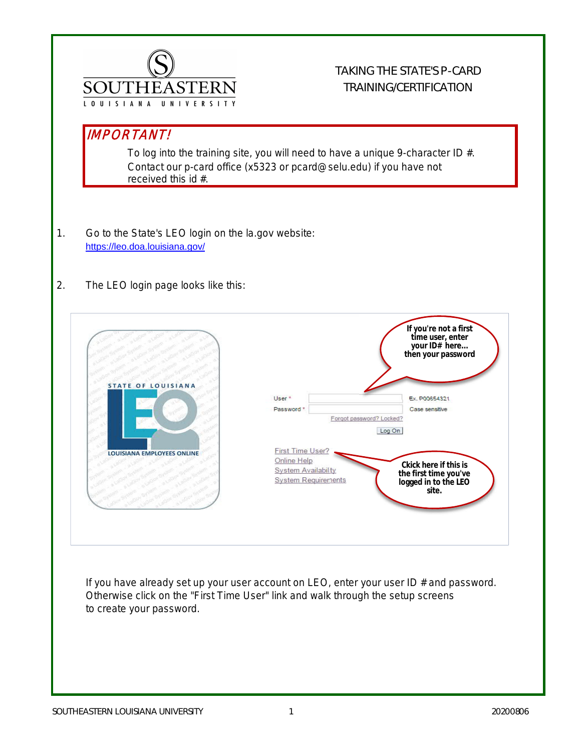# TAKING THE STATE'S P-CARD TRAINING/CERTIFICATION

*IMPORTANT!*

To log into the training site, you will need to have a unique 9-character ID #. Contact our p-card office (x5323 or pcard@selu.edu) if you have not received this id #.

1. Go to the State's LEO login on the la.gov website: https://leo.doa.louisiana.gov/

2. The LEO login page looks like this:

If you have already set up your user account on LEO, enter your user ID # and password. Otherwise click on the "First Time User" link and walk through the setup screens to create your password.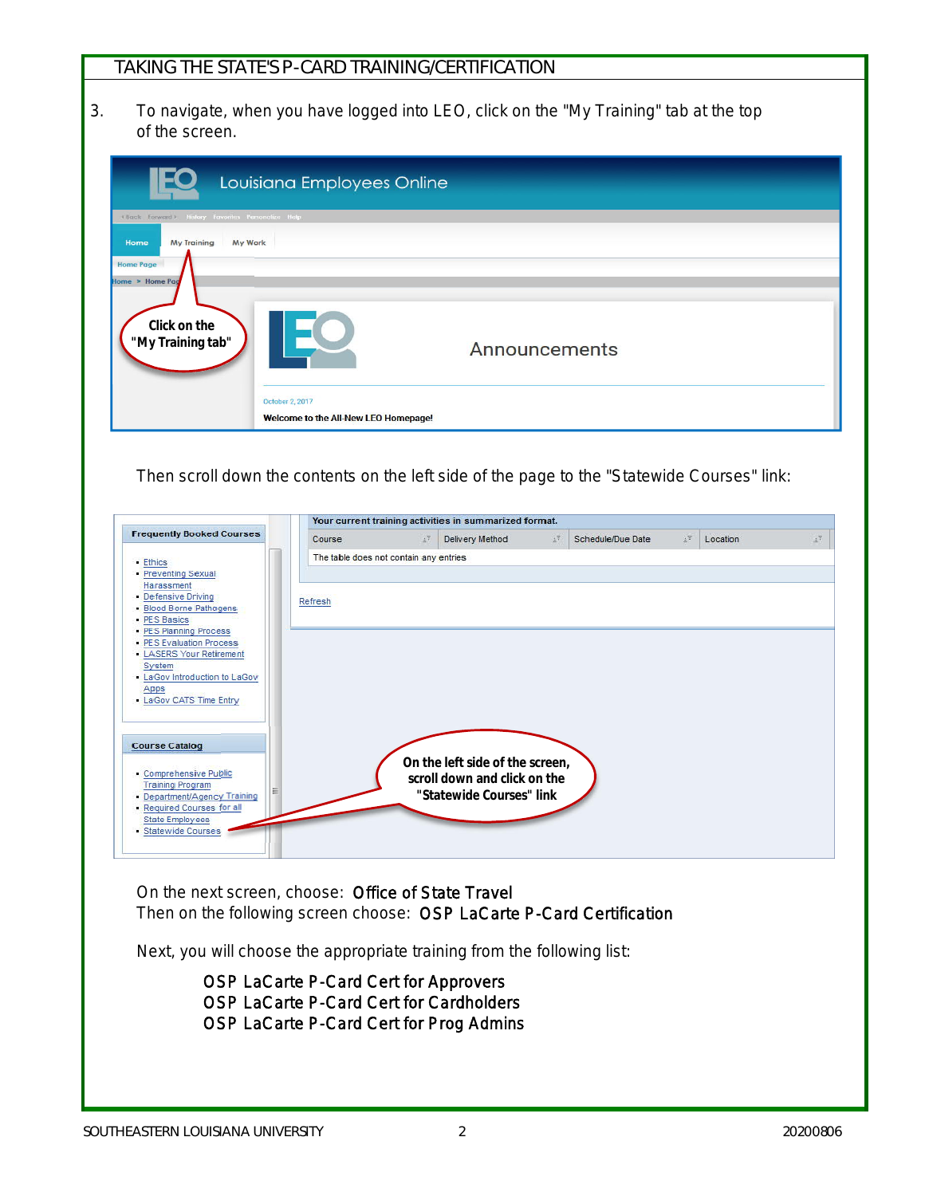## TAKING THE STATE'S P-CARD TRAINING/CERTIFICATION

3. To navigate, when you have logged into LEO, click on the "My Training" tab at the top of the screen.

Then scroll down the contents on the left side of the page to the "Statewide Courses" link:

On the next screen, choose: Office of State Travel
Then on the following screen choose: OSP LaCarte P-Card Certification

Next, you will choose the appropriate training from the following list:

- OSP LaCarte P-Card Cert for Approvers
- OSP LaCarte P-Card Cert for Cardholders
- OSP LaCarte P-Card Cert for Prog Admins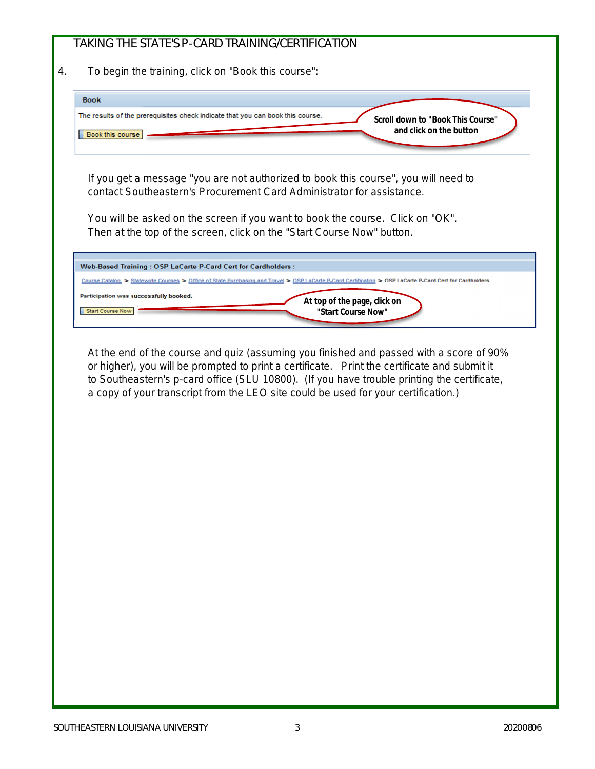## TAKING THE STATE'S P-CARD TRAINING/CERTIFICATION

4. To begin the training, click on "Book this course":

Book

The results of the prerequisites check indicate that you can book this course.

Book this course

Scroll down to "Book This Course" and click on the button

If you get a message "you are not authorized to book this course", you will need to contact Southeastern's Procurement Card Administrator for assistance.

You will be asked on the screen if you want to book the course. Click on "OK". Then at the top of the screen, click on the "Start Course Now" button.

Web-Based Training : OSP LaCarte P-Card Cert for Cardholders :

Course Catalog > Statewide Courses > Office of State Purchasing and Travel > OSP LaCarte P-Card Certification > OSP LaCarte P-Card Cert for Cardholders

Participation was successfully booked.

Start Course Now

At top of the page, click on "Start Course Now"

At the end of the course and quiz (assuming you finished and passed with a score of 90% or higher), you will be prompted to print a certificate. Print the certificate and submit it to Southeastern's p-card office (SLU 10800). (If you have trouble printing the certificate, a copy of your transcript from the LEO site could be used for your certification.)